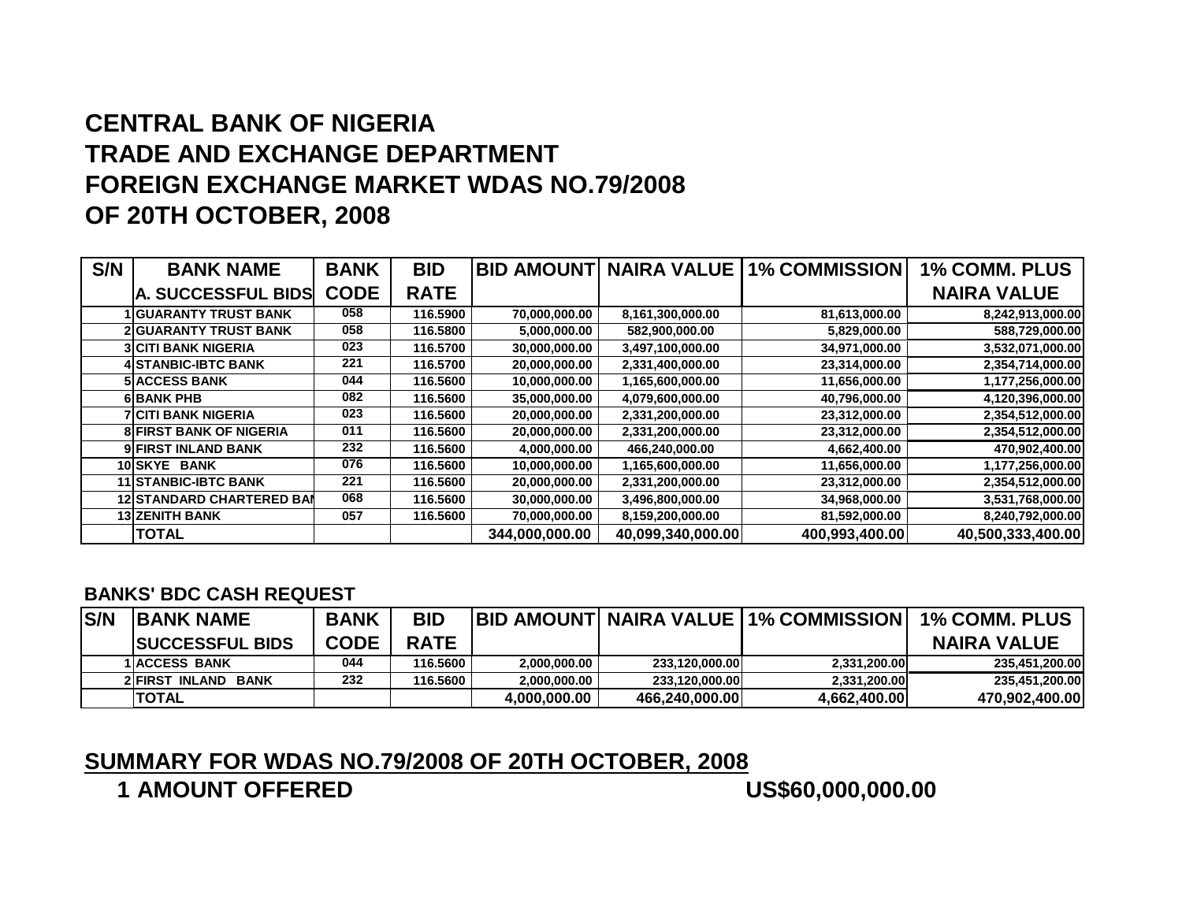# CENTRAL BANK OF NIGERIA
# TRADE AND EXCHANGE DEPARTMENT
# FOREIGN EXCHANGE MARKET WDAS NO.79/2008
# OF 20TH OCTOBER, 2008

| S/N | BANK NAME<br>A. SUCCESSFUL BIDS | BANK CODE | BID RATE | BID AMOUNT | NAIRA VALUE | 1% COMMISSION | 1% COMM. PLUS NAIRA VALUE |
|---|---|---|---|---|---|---|---|
| 1 | GUARANTY TRUST BANK | 058 | 116.5900 | 70,000,000.00 | 8,161,300,000.00 | 81,613,000.00 | 8,242,913,000.00 |
| 2 | GUARANTY TRUST BANK | 058 | 116.5800 | 5,000,000.00 | 582,900,000.00 | 5,829,000.00 | 588,729,000.00 |
| 3 | CITI BANK NIGERIA | 023 | 116.5700 | 30,000,000.00 | 3,497,100,000.00 | 34,971,000.00 | 3,532,071,000.00 |
| 4 | STANBIC-IBTC BANK | 221 | 116.5700 | 20,000,000.00 | 2,331,400,000.00 | 23,314,000.00 | 2,354,714,000.00 |
| 5 | ACCESS BANK | 044 | 116.5600 | 10,000,000.00 | 1,165,600,000.00 | 11,656,000.00 | 1,177,256,000.00 |
| 6 | BANK PHB | 082 | 116.5600 | 35,000,000.00 | 4,079,600,000.00 | 40,796,000.00 | 4,120,396,000.00 |
| 7 | CITI BANK NIGERIA | 023 | 116.5600 | 20,000,000.00 | 2,331,200,000.00 | 23,312,000.00 | 2,354,512,000.00 |
| 8 | FIRST BANK OF NIGERIA | 011 | 116.5600 | 20,000,000.00 | 2,331,200,000.00 | 23,312,000.00 | 2,354,512,000.00 |
| 9 | FIRST INLAND BANK | 232 | 116.5600 | 4,000,000.00 | 466,240,000.00 | 4,662,400.00 | 470,902,400.00 |
| 10 | SKYE BANK | 076 | 116.5600 | 10,000,000.00 | 1,165,600,000.00 | 11,656,000.00 | 1,177,256,000.00 |
| 11 | STANBIC-IBTC BANK | 221 | 116.5600 | 20,000,000.00 | 2,331,200,000.00 | 23,312,000.00 | 2,354,512,000.00 |
| 12 | STANDARD CHARTERED BAN | 068 | 116.5600 | 30,000,000.00 | 3,496,800,000.00 | 34,968,000.00 | 3,531,768,000.00 |
| 13 | ZENITH BANK | 057 | 116.5600 | 70,000,000.00 | 8,159,200,000.00 | 81,592,000.00 | 8,240,792,000.00 |
| | TOTAL | | | 344,000,000.00 | 40,099,340,000.00 | 400,993,400.00 | 40,500,333,400.00 |

**BANKS' BDC CASH REQUEST**

| S/N | BANK NAME<br>SUCCESSFUL BIDS | BANK CODE | BID RATE | BID AMOUNT | NAIRA VALUE | 1% COMMISSION | 1% COMM. PLUS NAIRA VALUE |
|---|---|---|---|---|---|---|---|
| 1 | ACCESS BANK | 044 | 116.5600 | 2,000,000.00 | 233,120,000.00 | 2,331,200.00 | 235,451,200.00 |
| 2 | FIRST INLAND BANK | 232 | 116.5600 | 2,000,000.00 | 233,120,000.00 | 2,331,200.00 | 235,451,200.00 |
| | TOTAL | | | 4,000,000.00 | 466,240,000.00 | 4,662,400.00 | 470,902,400.00 |

## SUMMARY FOR WDAS NO.79/2008 OF 20TH OCTOBER, 2008

**1 AMOUNT OFFERED** US$60,000,000.00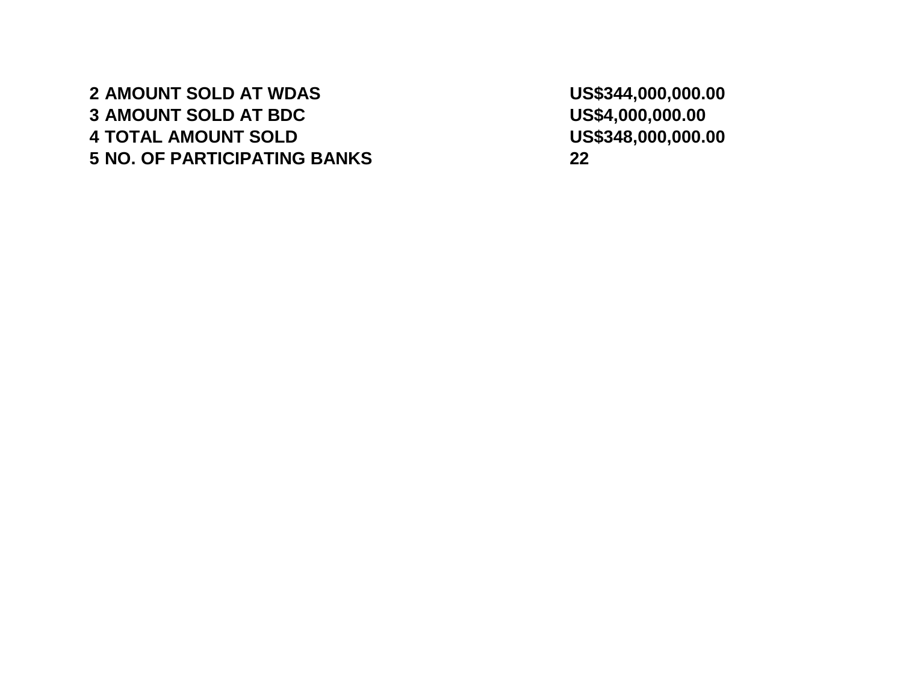| | | |
|---|---|---|
| 2 | **AMOUNT SOLD AT WDAS** | **US$344,000,000.00** |
| 3 | **AMOUNT SOLD AT BDC** | **US$4,000,000.00** |
| 4 | **TOTAL AMOUNT SOLD** | **US$348,000,000.00** |
| 5 | **NO. OF PARTICIPATING BANKS** | **22** |